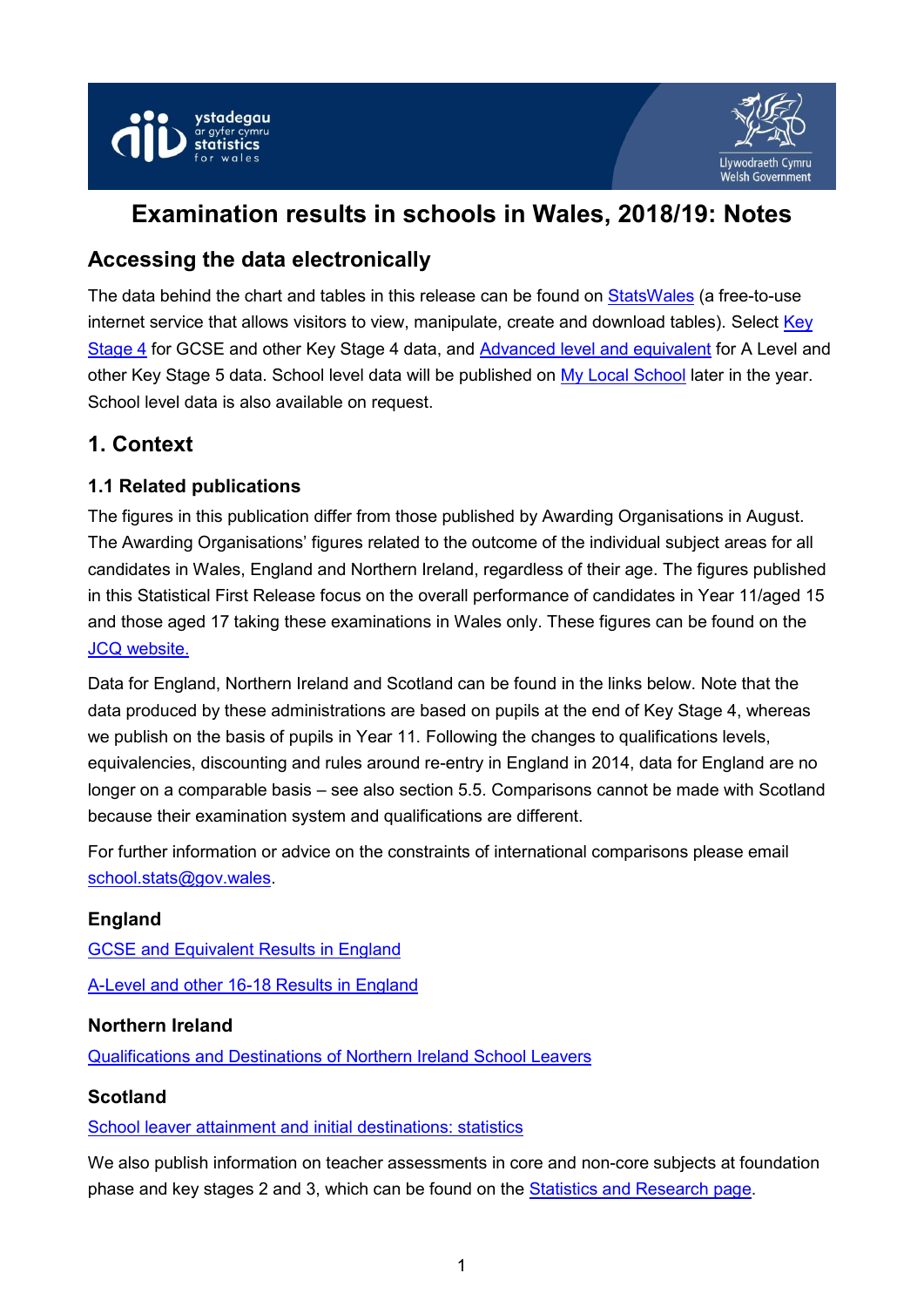# Examination results in schools in Wales, 2018/19: Notes

## Accessing the data electronically

The data behind the chart and tables in this release can be found on StatsWales (a free-to-use internet service that allows visitors to view, manipulate, create and download tables). Select Key Stage 4 for GCSE and other Key Stage 4 data, and Advanced level and equivalent for A Level and other Key Stage 5 data. School level data will be published on My Local School later in the year. School level data is also available on request.

## 1. Context

### 1.1 Related publications

The figures in this publication differ from those published by Awarding Organisations in August. The Awarding Organisations' figures related to the outcome of the individual subject areas for all candidates in Wales, England and Northern Ireland, regardless of their age. The figures published in this Statistical First Release focus on the overall performance of candidates in Year 11/aged 15 and those aged 17 taking these examinations in Wales only. These figures can be found on the JCQ website.

Data for England, Northern Ireland and Scotland can be found in the links below. Note that the data produced by these administrations are based on pupils at the end of Key Stage 4, whereas we publish on the basis of pupils in Year 11. Following the changes to qualifications levels, equivalencies, discounting and rules around re-entry in England in 2014, data for England are no longer on a comparable basis – see also section 5.5. Comparisons cannot be made with Scotland because their examination system and qualifications are different.

For further information or advice on the constraints of international comparisons please email school.stats@gov.wales.

### England

GCSE and Equivalent Results in England

A-Level and other 16-18 Results in England

### Northern Ireland

Qualifications and Destinations of Northern Ireland School Leavers

### Scotland

School leaver attainment and initial destinations: statistics

We also publish information on teacher assessments in core and non-core subjects at foundation phase and key stages 2 and 3, which can be found on the Statistics and Research page.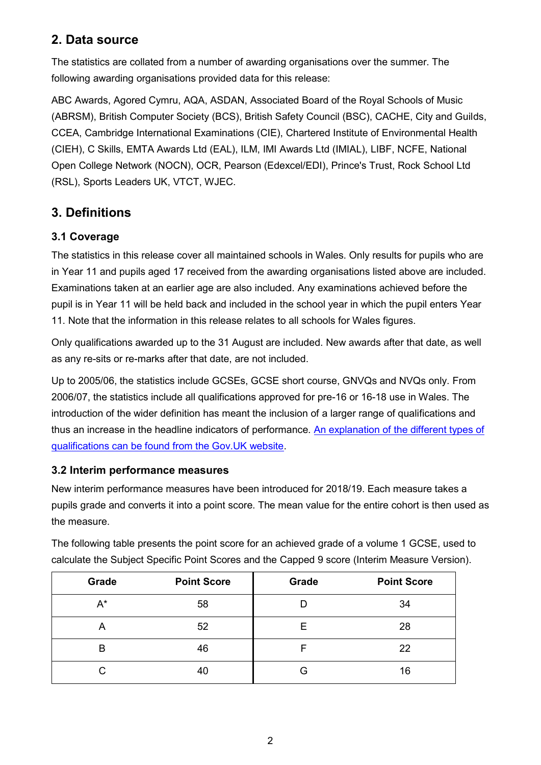## 2. Data source

The statistics are collated from a number of awarding organisations over the summer. The following awarding organisations provided data for this release:

ABC Awards, Agored Cymru, AQA, ASDAN, Associated Board of the Royal Schools of Music (ABRSM), British Computer Society (BCS), British Safety Council (BSC), CACHE, City and Guilds, CCEA, Cambridge International Examinations (CIE), Chartered Institute of Environmental Health (CIEH), C Skills, EMTA Awards Ltd (EAL), ILM, IMI Awards Ltd (IMIAL), LIBF, NCFE, National Open College Network (NOCN), OCR, Pearson (Edexcel/EDI), Prince's Trust, Rock School Ltd (RSL), Sports Leaders UK, VTCT, WJEC.

## 3. Definitions

### 3.1 Coverage

The statistics in this release cover all maintained schools in Wales. Only results for pupils who are in Year 11 and pupils aged 17 received from the awarding organisations listed above are included. Examinations taken at an earlier age are also included. Any examinations achieved before the pupil is in Year 11 will be held back and included in the school year in which the pupil enters Year 11. Note that the information in this release relates to all schools for Wales figures.

Only qualifications awarded up to the 31 August are included. New awards after that date, as well as any re-sits or re-marks after that date, are not included.

Up to 2005/06, the statistics include GCSEs, GCSE short course, GNVQs and NVQs only. From 2006/07, the statistics include all qualifications approved for pre-16 or 16-18 use in Wales. The introduction of the wider definition has meant the inclusion of a larger range of qualifications and thus an increase in the headline indicators of performance. An explanation of the different types of qualifications can be found from the Gov.UK website.

### 3.2 Interim performance measures

New interim performance measures have been introduced for 2018/19. Each measure takes a pupils grade and converts it into a point score. The mean value for the entire cohort is then used as the measure.

The following table presents the point score for an achieved grade of a volume 1 GCSE, used to calculate the Subject Specific Point Scores and the Capped 9 score (Interim Measure Version).

| Grade | Point Score | Grade | Point Score |
|---|---|---|---|
| A* | 58 | D | 34 |
| A | 52 | E | 28 |
| B | 46 | F | 22 |
| C | 40 | G | 16 |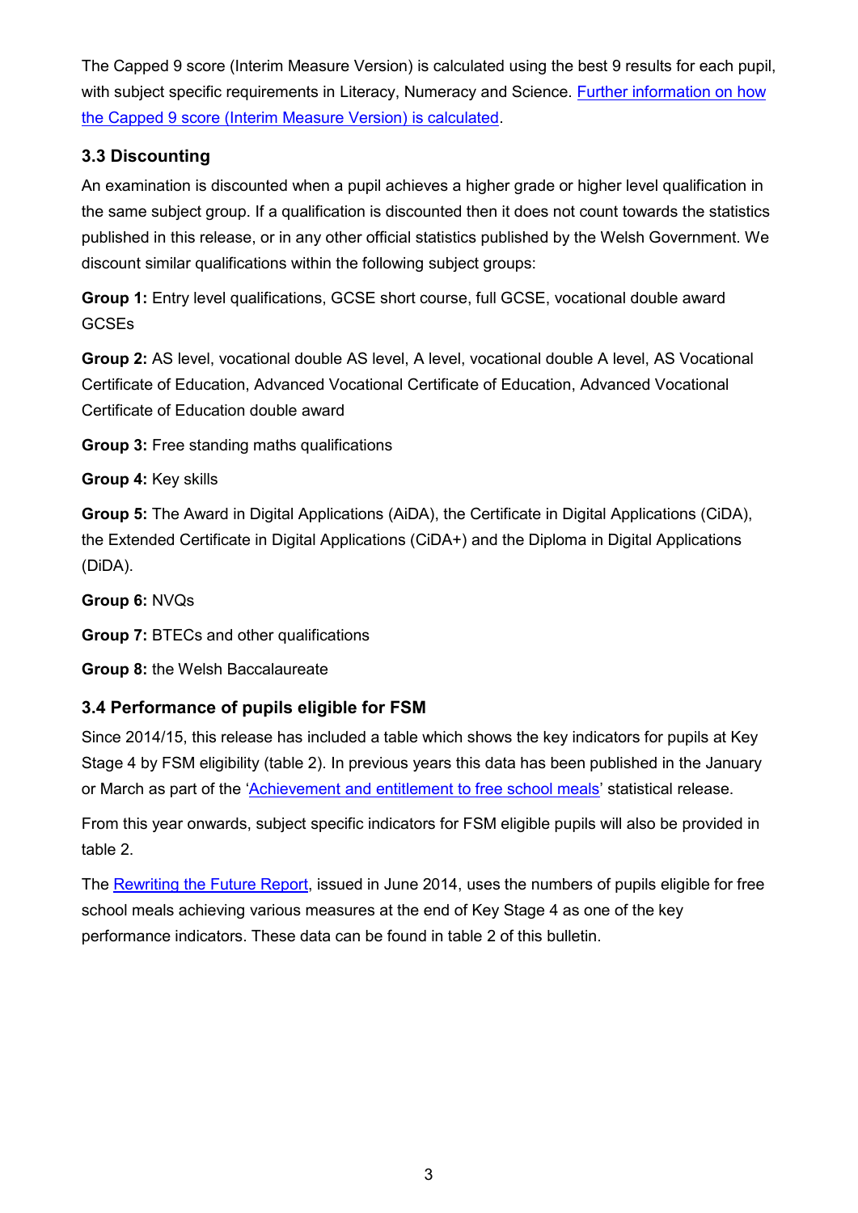The Capped 9 score (Interim Measure Version) is calculated using the best 9 results for each pupil, with subject specific requirements in Literacy, Numeracy and Science. Further information on how the Capped 9 score (Interim Measure Version) is calculated.

### 3.3 Discounting

An examination is discounted when a pupil achieves a higher grade or higher level qualification in the same subject group. If a qualification is discounted then it does not count towards the statistics published in this release, or in any other official statistics published by the Welsh Government. We discount similar qualifications within the following subject groups:

**Group 1:** Entry level qualifications, GCSE short course, full GCSE, vocational double award GCSEs

**Group 2:** AS level, vocational double AS level, A level, vocational double A level, AS Vocational Certificate of Education, Advanced Vocational Certificate of Education, Advanced Vocational Certificate of Education double award

**Group 3:** Free standing maths qualifications

**Group 4:** Key skills

**Group 5:** The Award in Digital Applications (AiDA), the Certificate in Digital Applications (CiDA), the Extended Certificate in Digital Applications (CiDA+) and the Diploma in Digital Applications (DiDA).

**Group 6:** NVQs

**Group 7:** BTECs and other qualifications

**Group 8:** the Welsh Baccalaureate

### 3.4 Performance of pupils eligible for FSM

Since 2014/15, this release has included a table which shows the key indicators for pupils at Key Stage 4 by FSM eligibility (table 2). In previous years this data has been published in the January or March as part of the 'Achievement and entitlement to free school meals' statistical release.

From this year onwards, subject specific indicators for FSM eligible pupils will also be provided in table 2.

The Rewriting the Future Report, issued in June 2014, uses the numbers of pupils eligible for free school meals achieving various measures at the end of Key Stage 4 as one of the key performance indicators. These data can be found in table 2 of this bulletin.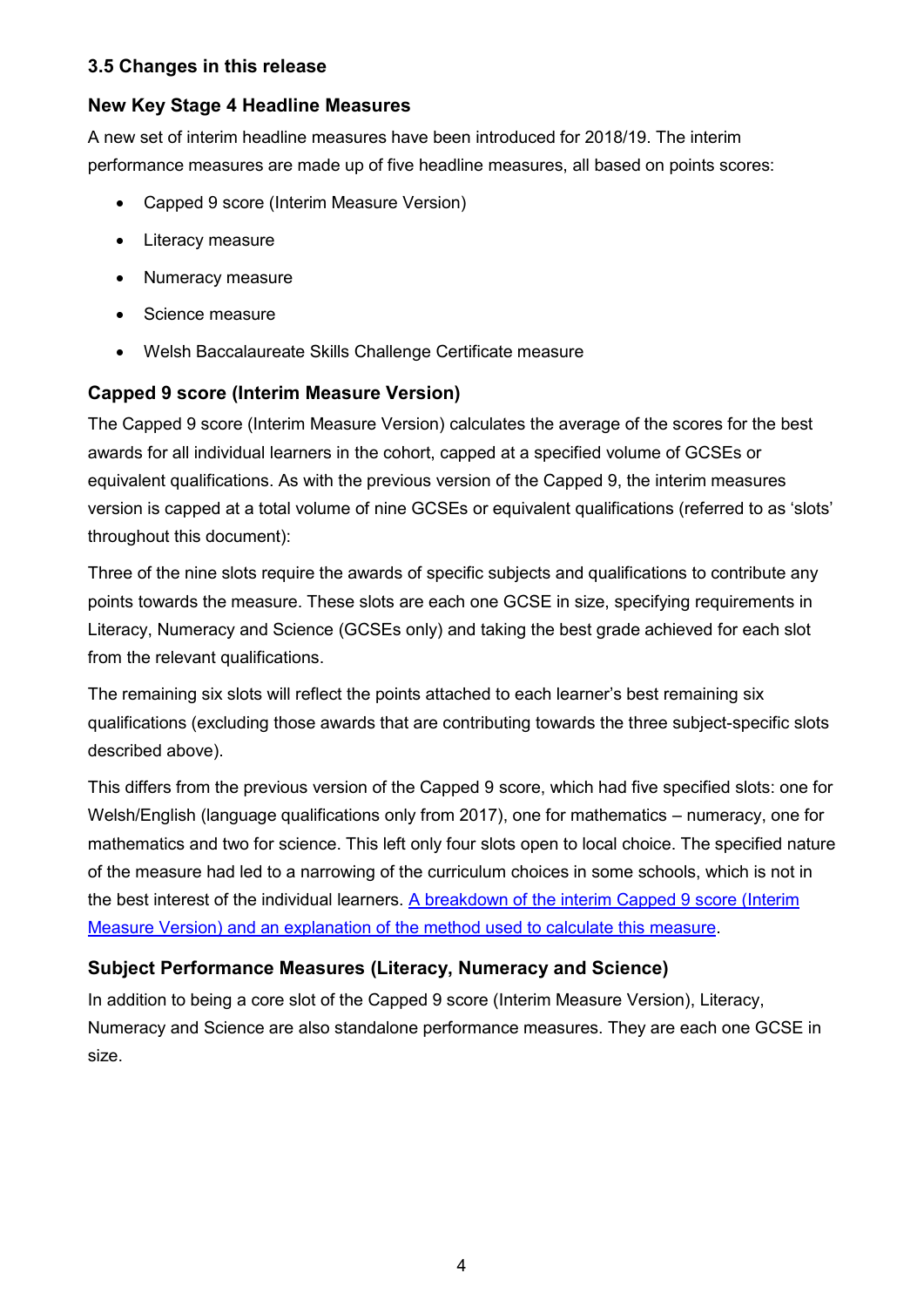### 3.5 Changes in this release

### New Key Stage 4 Headline Measures

A new set of interim headline measures have been introduced for 2018/19. The interim performance measures are made up of five headline measures, all based on points scores:

- Capped 9 score (Interim Measure Version)
- Literacy measure
- Numeracy measure
- Science measure
- Welsh Baccalaureate Skills Challenge Certificate measure

### Capped 9 score (Interim Measure Version)

The Capped 9 score (Interim Measure Version) calculates the average of the scores for the best awards for all individual learners in the cohort, capped at a specified volume of GCSEs or equivalent qualifications. As with the previous version of the Capped 9, the interim measures version is capped at a total volume of nine GCSEs or equivalent qualifications (referred to as 'slots' throughout this document):

Three of the nine slots require the awards of specific subjects and qualifications to contribute any points towards the measure. These slots are each one GCSE in size, specifying requirements in Literacy, Numeracy and Science (GCSEs only) and taking the best grade achieved for each slot from the relevant qualifications.

The remaining six slots will reflect the points attached to each learner's best remaining six qualifications (excluding those awards that are contributing towards the three subject-specific slots described above).

This differs from the previous version of the Capped 9 score, which had five specified slots: one for Welsh/English (language qualifications only from 2017), one for mathematics – numeracy, one for mathematics and two for science. This left only four slots open to local choice. The specified nature of the measure had led to a narrowing of the curriculum choices in some schools, which is not in the best interest of the individual learners. A breakdown of the interim Capped 9 score (Interim Measure Version) and an explanation of the method used to calculate this measure.

### Subject Performance Measures (Literacy, Numeracy and Science)

In addition to being a core slot of the Capped 9 score (Interim Measure Version), Literacy, Numeracy and Science are also standalone performance measures. They are each one GCSE in size.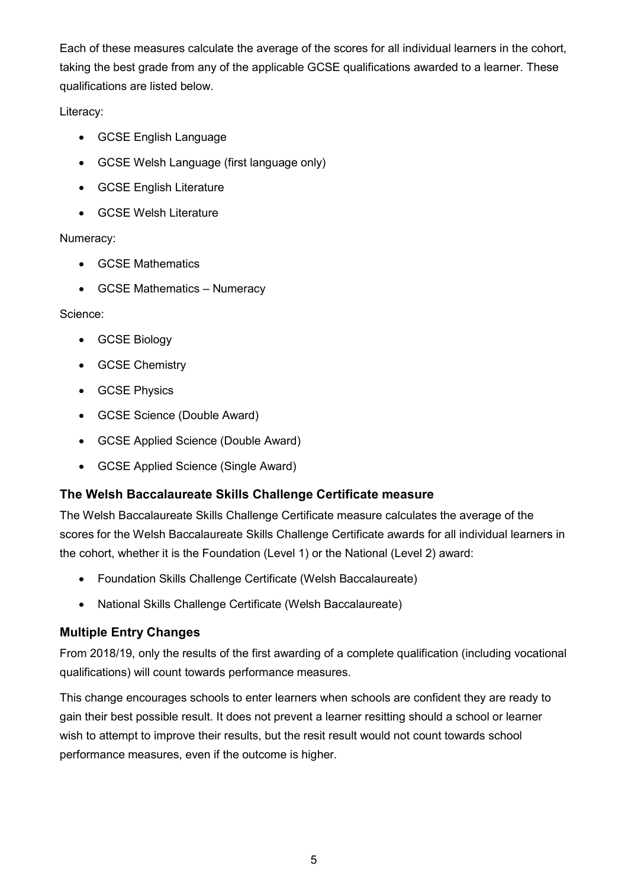Each of these measures calculate the average of the scores for all individual learners in the cohort, taking the best grade from any of the applicable GCSE qualifications awarded to a learner. These qualifications are listed below.

Literacy:

- GCSE English Language
- GCSE Welsh Language (first language only)
- GCSE English Literature
- GCSE Welsh Literature

Numeracy:

- GCSE Mathematics
- GCSE Mathematics – Numeracy

Science:

- GCSE Biology
- GCSE Chemistry
- GCSE Physics
- GCSE Science (Double Award)
- GCSE Applied Science (Double Award)
- GCSE Applied Science (Single Award)

### The Welsh Baccalaureate Skills Challenge Certificate measure

The Welsh Baccalaureate Skills Challenge Certificate measure calculates the average of the scores for the Welsh Baccalaureate Skills Challenge Certificate awards for all individual learners in the cohort, whether it is the Foundation (Level 1) or the National (Level 2) award:

- Foundation Skills Challenge Certificate (Welsh Baccalaureate)
- National Skills Challenge Certificate (Welsh Baccalaureate)

### Multiple Entry Changes

From 2018/19, only the results of the first awarding of a complete qualification (including vocational qualifications) will count towards performance measures.

This change encourages schools to enter learners when schools are confident they are ready to gain their best possible result. It does not prevent a learner resitting should a school or learner wish to attempt to improve their results, but the resit result would not count towards school performance measures, even if the outcome is higher.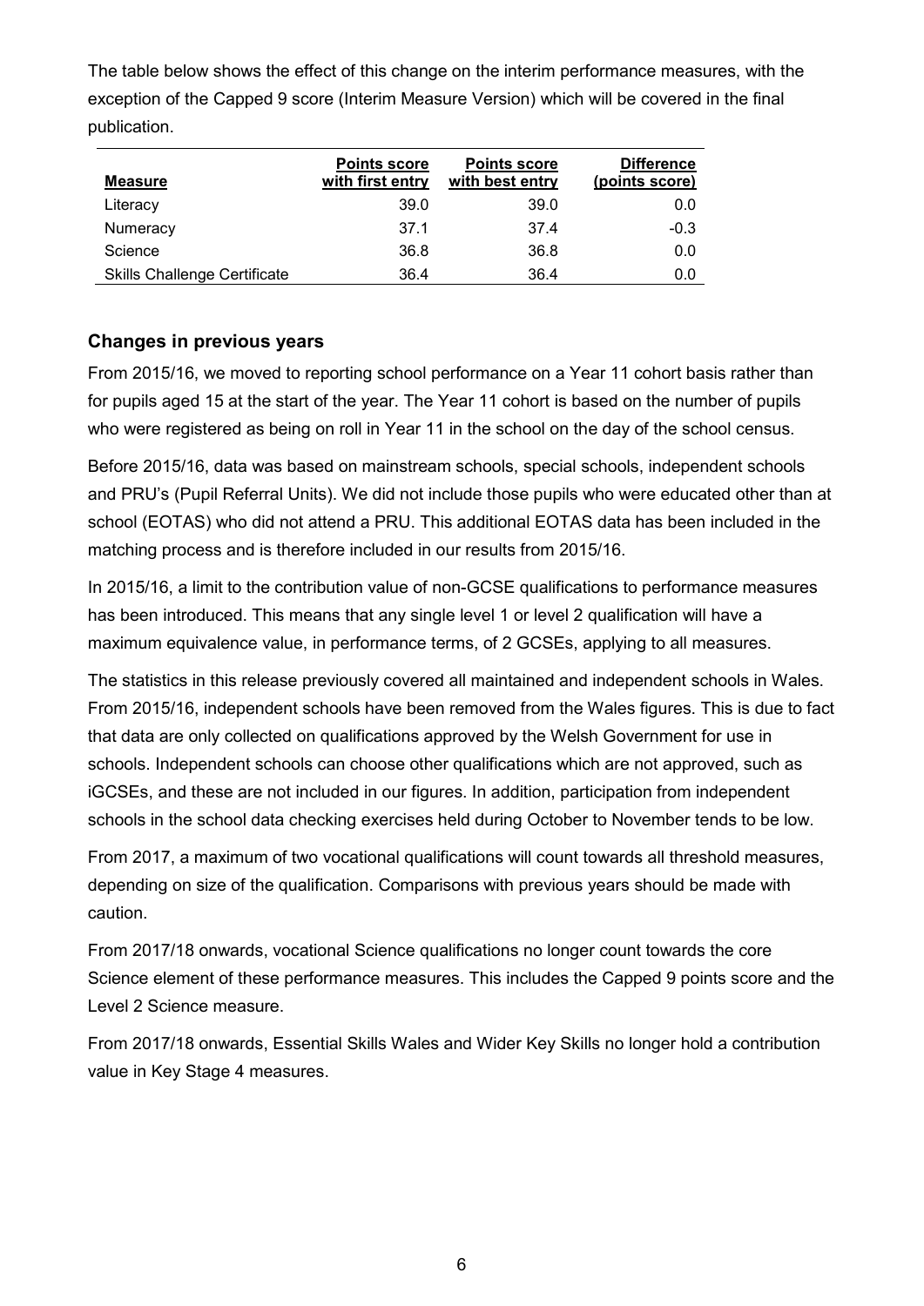The table below shows the effect of this change on the interim performance measures, with the exception of the Capped 9 score (Interim Measure Version) which will be covered in the final publication.

| Measure | Points score with first entry | Points score with best entry | Difference (points score) |
|---|---|---|---|
| Literacy | 39.0 | 39.0 | 0.0 |
| Numeracy | 37.1 | 37.4 | -0.3 |
| Science | 36.8 | 36.8 | 0.0 |
| Skills Challenge Certificate | 36.4 | 36.4 | 0.0 |

## Changes in previous years

From 2015/16, we moved to reporting school performance on a Year 11 cohort basis rather than for pupils aged 15 at the start of the year. The Year 11 cohort is based on the number of pupils who were registered as being on roll in Year 11 in the school on the day of the school census.

Before 2015/16, data was based on mainstream schools, special schools, independent schools and PRU's (Pupil Referral Units). We did not include those pupils who were educated other than at school (EOTAS) who did not attend a PRU. This additional EOTAS data has been included in the matching process and is therefore included in our results from 2015/16.

In 2015/16, a limit to the contribution value of non-GCSE qualifications to performance measures has been introduced. This means that any single level 1 or level 2 qualification will have a maximum equivalence value, in performance terms, of 2 GCSEs, applying to all measures.

The statistics in this release previously covered all maintained and independent schools in Wales. From 2015/16, independent schools have been removed from the Wales figures. This is due to fact that data are only collected on qualifications approved by the Welsh Government for use in schools. Independent schools can choose other qualifications which are not approved, such as iGCSEs, and these are not included in our figures. In addition, participation from independent schools in the school data checking exercises held during October to November tends to be low.

From 2017, a maximum of two vocational qualifications will count towards all threshold measures, depending on size of the qualification. Comparisons with previous years should be made with caution.

From 2017/18 onwards, vocational Science qualifications no longer count towards the core Science element of these performance measures. This includes the Capped 9 points score and the Level 2 Science measure.

From 2017/18 onwards, Essential Skills Wales and Wider Key Skills no longer hold a contribution value in Key Stage 4 measures.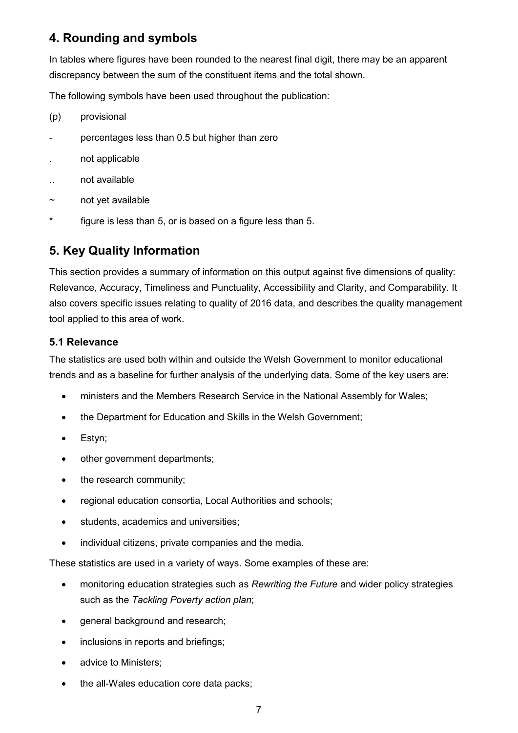## 4. Rounding and symbols

In tables where figures have been rounded to the nearest final digit, there may be an apparent discrepancy between the sum of the constituent items and the total shown.

The following symbols have been used throughout the publication:

(p) provisional

- percentages less than 0.5 but higher than zero

. not applicable

.. not available

~ not yet available

* figure is less than 5, or is based on a figure less than 5.

## 5. Key Quality Information

This section provides a summary of information on this output against five dimensions of quality: Relevance, Accuracy, Timeliness and Punctuality, Accessibility and Clarity, and Comparability. It also covers specific issues relating to quality of 2016 data, and describes the quality management tool applied to this area of work.

### 5.1 Relevance

The statistics are used both within and outside the Welsh Government to monitor educational trends and as a baseline for further analysis of the underlying data. Some of the key users are:

- ministers and the Members Research Service in the National Assembly for Wales;
- the Department for Education and Skills in the Welsh Government;
- Estyn;
- other government departments;
- the research community;
- regional education consortia, Local Authorities and schools;
- students, academics and universities;
- individual citizens, private companies and the media.

These statistics are used in a variety of ways. Some examples of these are:

- monitoring education strategies such as *Rewriting the Future* and wider policy strategies such as the *Tackling Poverty action plan*;
- general background and research;
- inclusions in reports and briefings;
- advice to Ministers;
- the all-Wales education core data packs;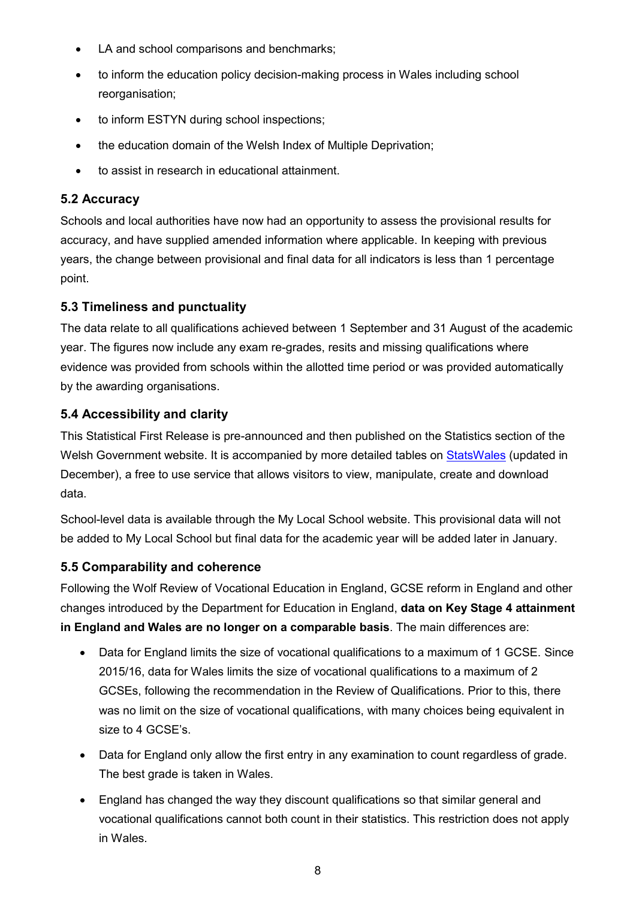- LA and school comparisons and benchmarks;
- to inform the education policy decision-making process in Wales including school reorganisation;
- to inform ESTYN during school inspections;
- the education domain of the Welsh Index of Multiple Deprivation;
- to assist in research in educational attainment.

### 5.2 Accuracy

Schools and local authorities have now had an opportunity to assess the provisional results for accuracy, and have supplied amended information where applicable. In keeping with previous years, the change between provisional and final data for all indicators is less than 1 percentage point.

### 5.3 Timeliness and punctuality

The data relate to all qualifications achieved between 1 September and 31 August of the academic year. The figures now include any exam re-grades, resits and missing qualifications where evidence was provided from schools within the allotted time period or was provided automatically by the awarding organisations.

### 5.4 Accessibility and clarity

This Statistical First Release is pre-announced and then published on the Statistics section of the Welsh Government website. It is accompanied by more detailed tables on StatsWales (updated in December), a free to use service that allows visitors to view, manipulate, create and download data.

School-level data is available through the My Local School website. This provisional data will not be added to My Local School but final data for the academic year will be added later in January.

### 5.5 Comparability and coherence

Following the Wolf Review of Vocational Education in England, GCSE reform in England and other changes introduced by the Department for Education in England, **data on Key Stage 4 attainment in England and Wales are no longer on a comparable basis**. The main differences are:

- Data for England limits the size of vocational qualifications to a maximum of 1 GCSE. Since 2015/16, data for Wales limits the size of vocational qualifications to a maximum of 2 GCSEs, following the recommendation in the Review of Qualifications. Prior to this, there was no limit on the size of vocational qualifications, with many choices being equivalent in size to 4 GCSE's.
- Data for England only allow the first entry in any examination to count regardless of grade. The best grade is taken in Wales.
- England has changed the way they discount qualifications so that similar general and vocational qualifications cannot both count in their statistics. This restriction does not apply in Wales.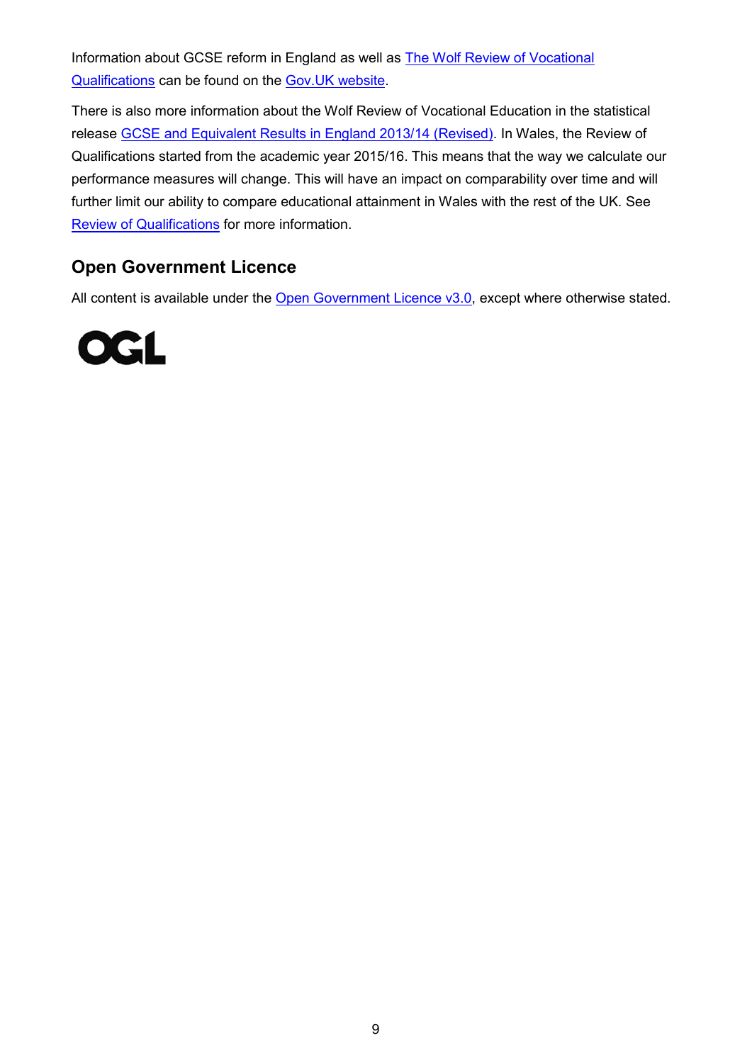Information about GCSE reform in England as well as The Wolf Review of Vocational Qualifications can be found on the Gov.UK website.

There is also more information about the Wolf Review of Vocational Education in the statistical release GCSE and Equivalent Results in England 2013/14 (Revised). In Wales, the Review of Qualifications started from the academic year 2015/16. This means that the way we calculate our performance measures will change. This will have an impact on comparability over time and will further limit our ability to compare educational attainment in Wales with the rest of the UK. See Review of Qualifications for more information.

## Open Government Licence

All content is available under the Open Government Licence v3.0, except where otherwise stated.

OGL